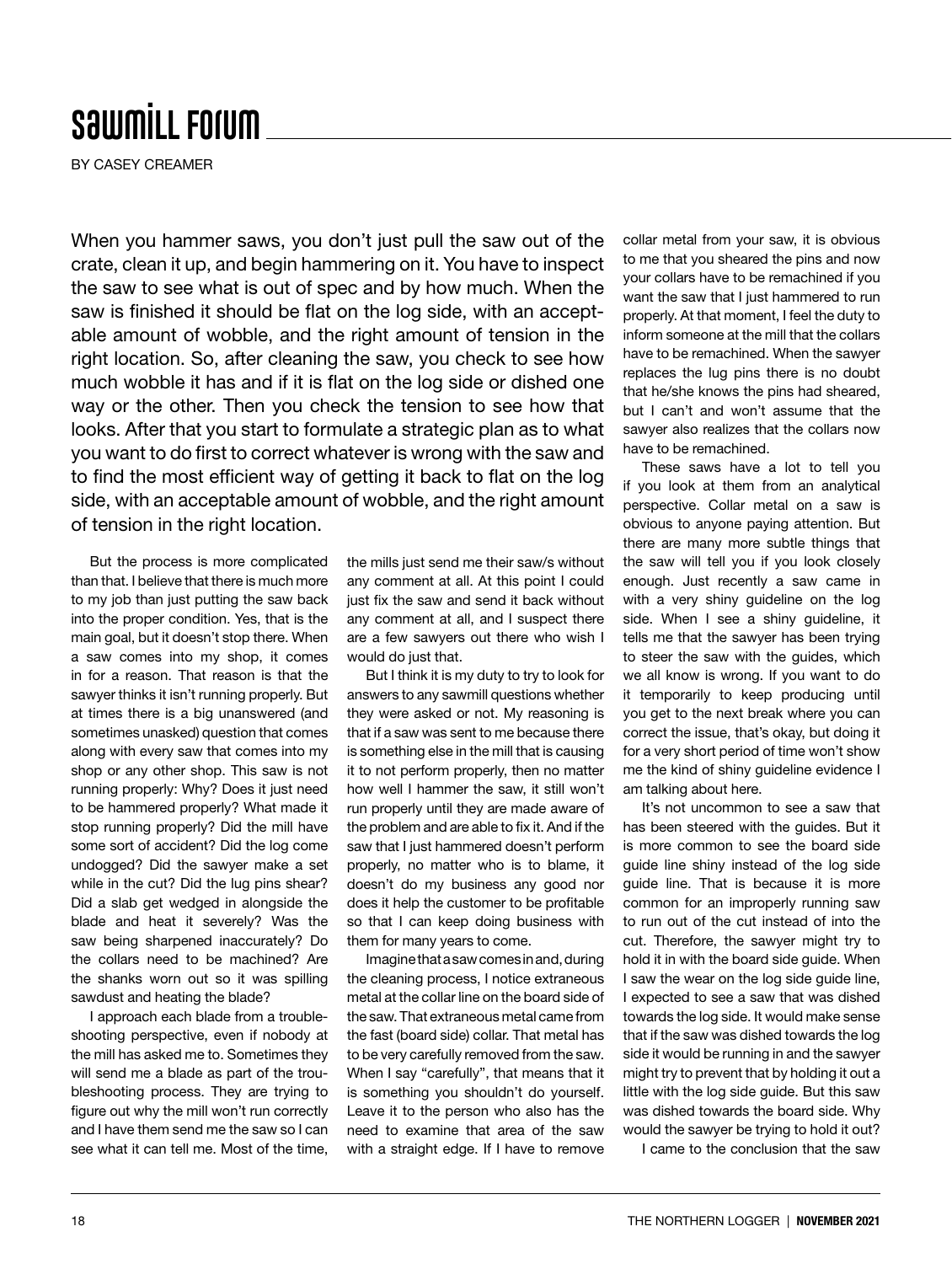# Sawmill Forum

BY CASEY CREAMER

When you hammer saws, you don't just pull the saw out of the crate, clean it up, and begin hammering on it. You have to inspect the saw to see what is out of spec and by how much. When the saw is finished it should be flat on the log side, with an acceptable amount of wobble, and the right amount of tension in the right location. So, after cleaning the saw, you check to see how much wobble it has and if it is flat on the log side or dished one way or the other. Then you check the tension to see how that looks. After that you start to formulate a strategic plan as to what you want to do first to correct whatever is wrong with the saw and to find the most efficient way of getting it back to flat on the log side, with an acceptable amount of wobble, and the right amount of tension in the right location.

But the process is more complicated than that. I believe that there is much more to my job than just putting the saw back into the proper condition. Yes, that is the main goal, but it doesn't stop there. When a saw comes into my shop, it comes in for a reason. That reason is that the sawyer thinks it isn't running properly. But at times there is a big unanswered (and sometimes unasked) question that comes along with every saw that comes into my shop or any other shop. This saw is not running properly: Why? Does it just need to be hammered properly? What made it stop running properly? Did the mill have some sort of accident? Did the log come undogged? Did the sawyer make a set while in the cut? Did the lug pins shear? Did a slab get wedged in alongside the blade and heat it severely? Was the saw being sharpened inaccurately? Do the collars need to be machined? Are the shanks worn out so it was spilling sawdust and heating the blade?

I approach each blade from a troubleshooting perspective, even if nobody at the mill has asked me to. Sometimes they will send me a blade as part of the troubleshooting process. They are trying to figure out why the mill won't run correctly and I have them send me the saw so I can see what it can tell me. Most of the time, the mills just send me their saw/s without any comment at all. At this point I could just fix the saw and send it back without any comment at all, and I suspect there are a few sawyers out there who wish I would do just that.

But I think it is my duty to try to look for answers to any sawmill questions whether they were asked or not. My reasoning is that if a saw was sent to me because there is something else in the mill that is causing it to not perform properly, then no matter how well I hammer the saw, it still won't run properly until they are made aware of the problem and are able to fix it. And if the saw that I just hammered doesn't perform properly, no matter who is to blame, it doesn't do my business any good nor does it help the customer to be profitable so that I can keep doing business with them for many years to come.

Imagine that a saw comes in and, during the cleaning process, I notice extraneous metal at the collar line on the board side of the saw. That extraneous metal came from the fast (board side) collar. That metal has to be very carefully removed from the saw. When I say "carefully", that means that it is something you shouldn't do yourself. Leave it to the person who also has the need to examine that area of the saw with a straight edge. If I have to remove collar metal from your saw, it is obvious to me that you sheared the pins and now your collars have to be remachined if you want the saw that I just hammered to run properly. At that moment, I feel the duty to inform someone at the mill that the collars have to be remachined. When the sawyer replaces the lug pins there is no doubt that he/she knows the pins had sheared, but I can't and won't assume that the sawyer also realizes that the collars now have to be remachined.

These saws have a lot to tell you if you look at them from an analytical perspective. Collar metal on a saw is obvious to anyone paying attention. But there are many more subtle things that the saw will tell you if you look closely enough. Just recently a saw came in with a very shiny guideline on the log side. When I see a shiny guideline, it tells me that the sawyer has been trying to steer the saw with the guides, which we all know is wrong. If you want to do it temporarily to keep producing until you get to the next break where you can correct the issue, that's okay, but doing it for a very short period of time won't show me the kind of shiny guideline evidence I am talking about here.

It's not uncommon to see a saw that has been steered with the guides. But it is more common to see the board side guide line shiny instead of the log side guide line. That is because it is more common for an improperly running saw to run out of the cut instead of into the cut. Therefore, the sawyer might try to hold it in with the board side guide. When I saw the wear on the log side guide line, I expected to see a saw that was dished towards the log side. It would make sense that if the saw was dished towards the log side it would be running in and the sawyer might try to prevent that by holding it out a little with the log side guide. But this saw was dished towards the board side. Why would the sawyer be trying to hold it out?

I came to the conclusion that the saw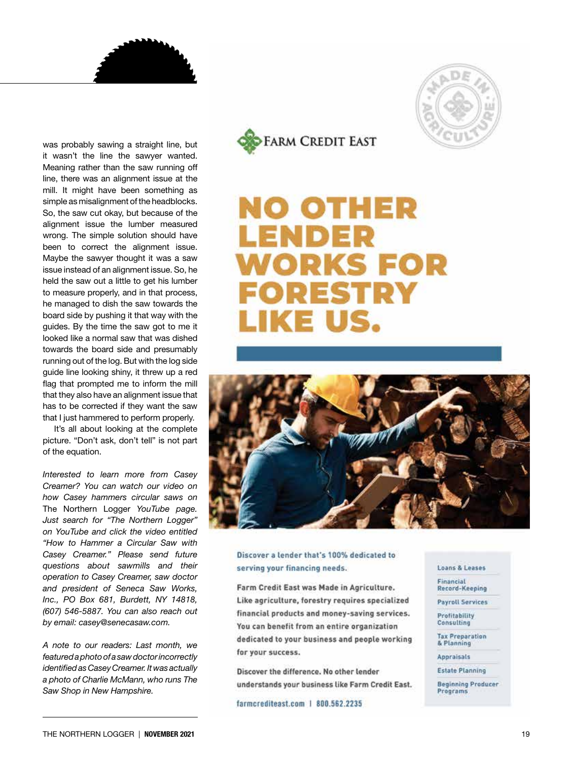was probably sawing a straight line, but it wasn't the line the sawyer wanted. Meaning rather than the saw running off line, there was an alignment issue at the mill. It might have been something as simple as misalignment of the headblocks. So, the saw cut okay, but because of the alignment issue the lumber measured wrong. The simple solution should have been to correct the alignment issue. Maybe the sawyer thought it was a saw issue instead of an alignment issue. So, he held the saw out a little to get his lumber to measure properly, and in that process, he managed to dish the saw towards the board side by pushing it that way with the guides. By the time the saw got to me it looked like a normal saw that was dished towards the board side and presumably running out of the log. But with the log side guide line looking shiny, it threw up a red flag that prompted me to inform the mill that they also have an alignment issue that has to be corrected if they want the saw that I just hammered to perform properly.

It's all about looking at the complete picture. "Don't ask, don't tell" is not part of the equation.

*Interested to learn more from Casey Creamer? You can watch our video on how Casey hammers circular saws on* The Northern Logger *YouTube page. Just search for "The Northern Logger" on YouTube and click the video entitled "How to Hammer a Circular Saw with Casey Creamer." Please send future questions about sawmills and their operation to Casey Creamer, saw doctor and president of Seneca Saw Works, Inc., PO Box 681, Burdett, NY 14818, (607) 546-5887. You can also reach out by email: casey@senecasaw.com.*

*A note to our readers: Last month, we featured a photo of a saw doctor incorrectly identified as Casey Creamer. It was actually a photo of Charlie McMann, who runs The Saw Shop in New Hampshire.*

MADE IN AGRICULTURE.

FARM CREDIT EAST

# NO OTHER LENDER WORKS FOR FORESTRY LIKE US.

Discover a lender that's 100% dedicated to serving your financing needs.

Farm Credit East was Made in Agriculture. Like agriculture, forestry requires specialized financial products and money-saving services. You can benefit from an entire organization dedicated to your business and people working for your success.

Discover the difference. No other lender understands your business like Farm Credit East.

farmcrediteast.com | 800.562.2235

- Loans & Leases
- Financial Record-Keeping
- Payroll Services
- Profitability Consulting
- Tax Preparation & Planning
- Appraisals
- Estate Planning
- Beginning Producer Programs